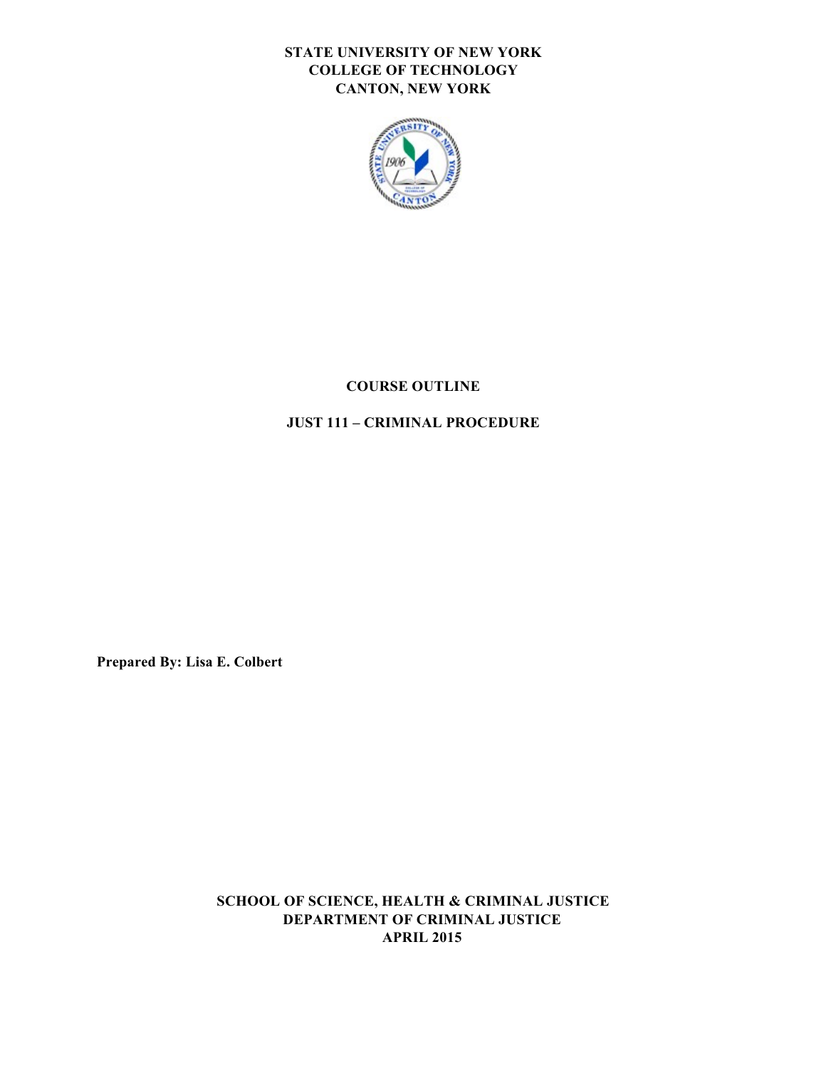**STATE UNIVERSITY OF NEW YORK**
**COLLEGE OF TECHNOLOGY**
**CANTON, NEW YORK**

# COURSE OUTLINE

## JUST 111 – CRIMINAL PROCEDURE

**Prepared By: Lisa E. Colbert**

**SCHOOL OF SCIENCE, HEALTH & CRIMINAL JUSTICE**
**DEPARTMENT OF CRIMINAL JUSTICE**
**APRIL 2015**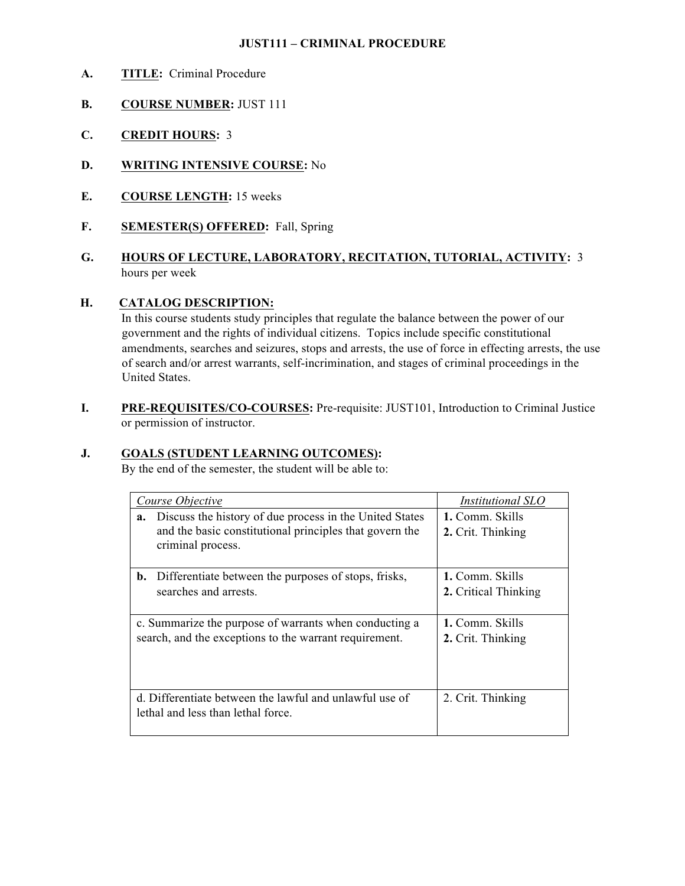**JUST111 – CRIMINAL PROCEDURE**

**A.** **TITLE:** Criminal Procedure

**B.** **COURSE NUMBER:** JUST 111

**C.** **CREDIT HOURS:** 3

**D.** **WRITING INTENSIVE COURSE:** No

**E.** **COURSE LENGTH:** 15 weeks

**F.** **SEMESTER(S) OFFERED:** Fall, Spring

**G.** **HOURS OF LECTURE, LABORATORY, RECITATION, TUTORIAL, ACTIVITY:** 3 hours per week

**H.** **CATALOG DESCRIPTION:**
In this course students study principles that regulate the balance between the power of our government and the rights of individual citizens. Topics include specific constitutional amendments, searches and seizures, stops and arrests, the use of force in effecting arrests, the use of search and/or arrest warrants, self-incrimination, and stages of criminal proceedings in the United States.

**I.** **PRE-REQUISITES/CO-COURSES:** Pre-requisite: JUST101, Introduction to Criminal Justice or permission of instructor.

**J.** **GOALS (STUDENT LEARNING OUTCOMES):**
By the end of the semester, the student will be able to:

| *Course Objective* | *Institutional SLO* |
|---|---|
| **a.** Discuss the history of due process in the United States and the basic constitutional principles that govern the criminal process. | **1.** Comm. Skills<br>**2.** Crit. Thinking |
| **b.** Differentiate between the purposes of stops, frisks, searches and arrests. | **1.** Comm. Skills<br>**2.** Critical Thinking |
| c. Summarize the purpose of warrants when conducting a search, and the exceptions to the warrant requirement. | **1.** Comm. Skills<br>**2.** Crit. Thinking |
| d. Differentiate between the lawful and unlawful use of lethal and less than lethal force. | 2. Crit. Thinking |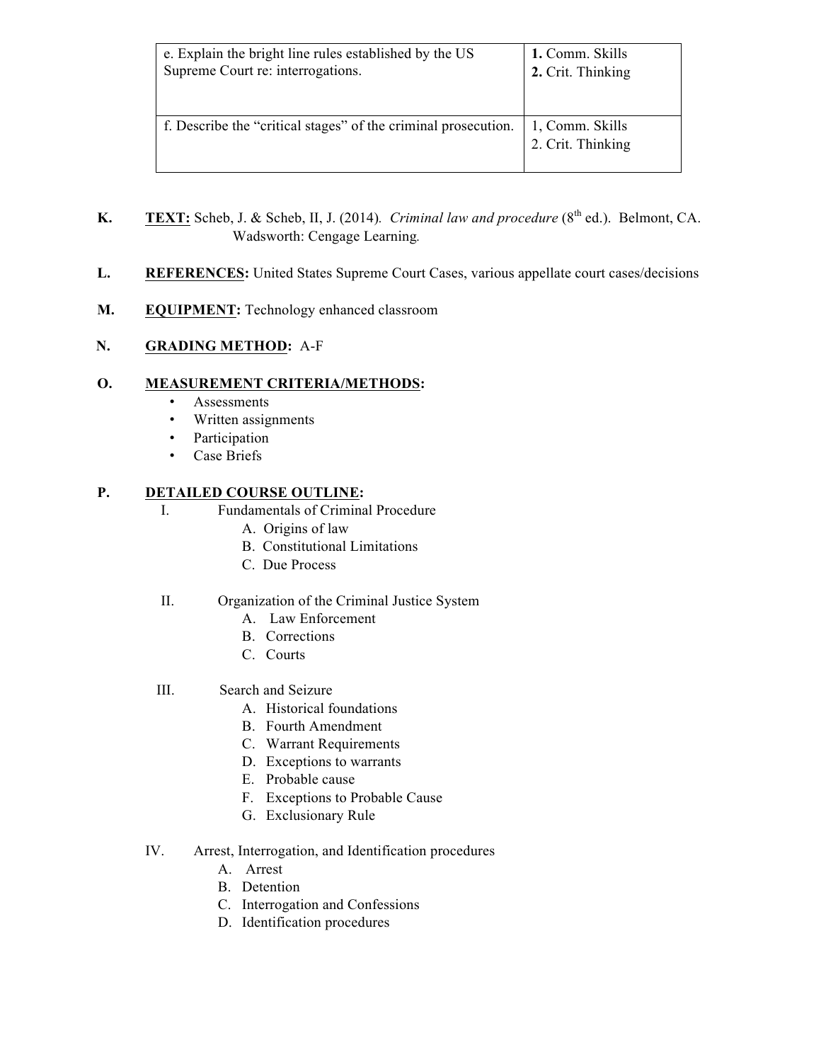| e. Explain the bright line rules established by the US Supreme Court re: interrogations. | **1.** Comm. Skills<br>**2.** Crit. Thinking |
|---|---|
| f. Describe the "critical stages" of the criminal prosecution. | 1, Comm. Skills<br>2. Crit. Thinking |

**K.** **TEXT:** Scheb, J. & Scheb, II, J. (2014). *Criminal law and procedure* (8th ed.). Belmont, CA. Wadsworth: Cengage Learning.

**L.** **REFERENCES:** United States Supreme Court Cases, various appellate court cases/decisions

**M.** **EQUIPMENT:** Technology enhanced classroom

**N.** **GRADING METHOD:** A-F

**O.** **MEASUREMENT CRITERIA/METHODS:**

- Assessments
- Written assignments
- Participation
- Case Briefs

**P.** **DETAILED COURSE OUTLINE:**

I. Fundamentals of Criminal Procedure
   - A. Origins of law
   - B. Constitutional Limitations
   - C. Due Process

II. Organization of the Criminal Justice System
   - A. Law Enforcement
   - B. Corrections
   - C. Courts

III. Search and Seizure
   - A. Historical foundations
   - B. Fourth Amendment
   - C. Warrant Requirements
   - D. Exceptions to warrants
   - E. Probable cause
   - F. Exceptions to Probable Cause
   - G. Exclusionary Rule

IV. Arrest, Interrogation, and Identification procedures
   - A. Arrest
   - B. Detention
   - C. Interrogation and Confessions
   - D. Identification procedures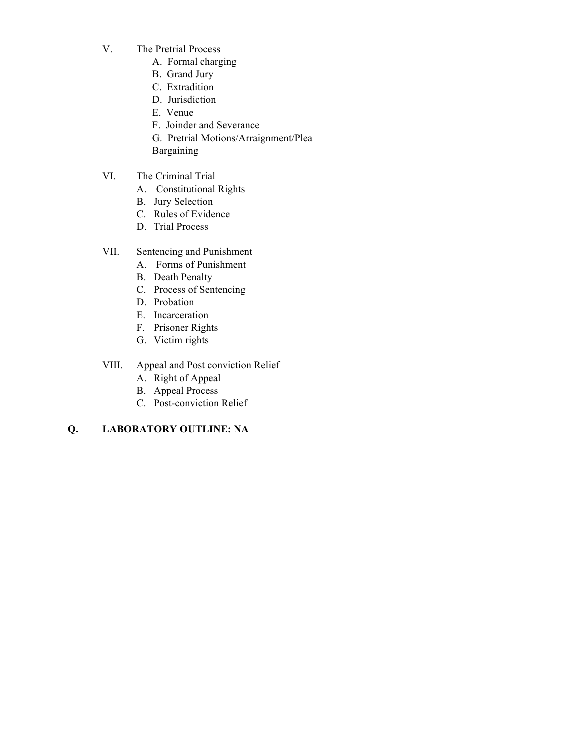V. The Pretrial Process
   A. Formal charging
   B. Grand Jury
   C. Extradition
   D. Jurisdiction
   E. Venue
   F. Joinder and Severance
   G. Pretrial Motions/Arraignment/Plea Bargaining

VI. The Criminal Trial
   A. Constitutional Rights
   B. Jury Selection
   C. Rules of Evidence
   D. Trial Process

VII. Sentencing and Punishment
   A. Forms of Punishment
   B. Death Penalty
   C. Process of Sentencing
   D. Probation
   E. Incarceration
   F. Prisoner Rights
   G. Victim rights

VIII. Appeal and Post conviction Relief
   A. Right of Appeal
   B. Appeal Process
   C. Post-conviction Relief

**Q. <u>LABORATORY OUTLINE</u>: NA**